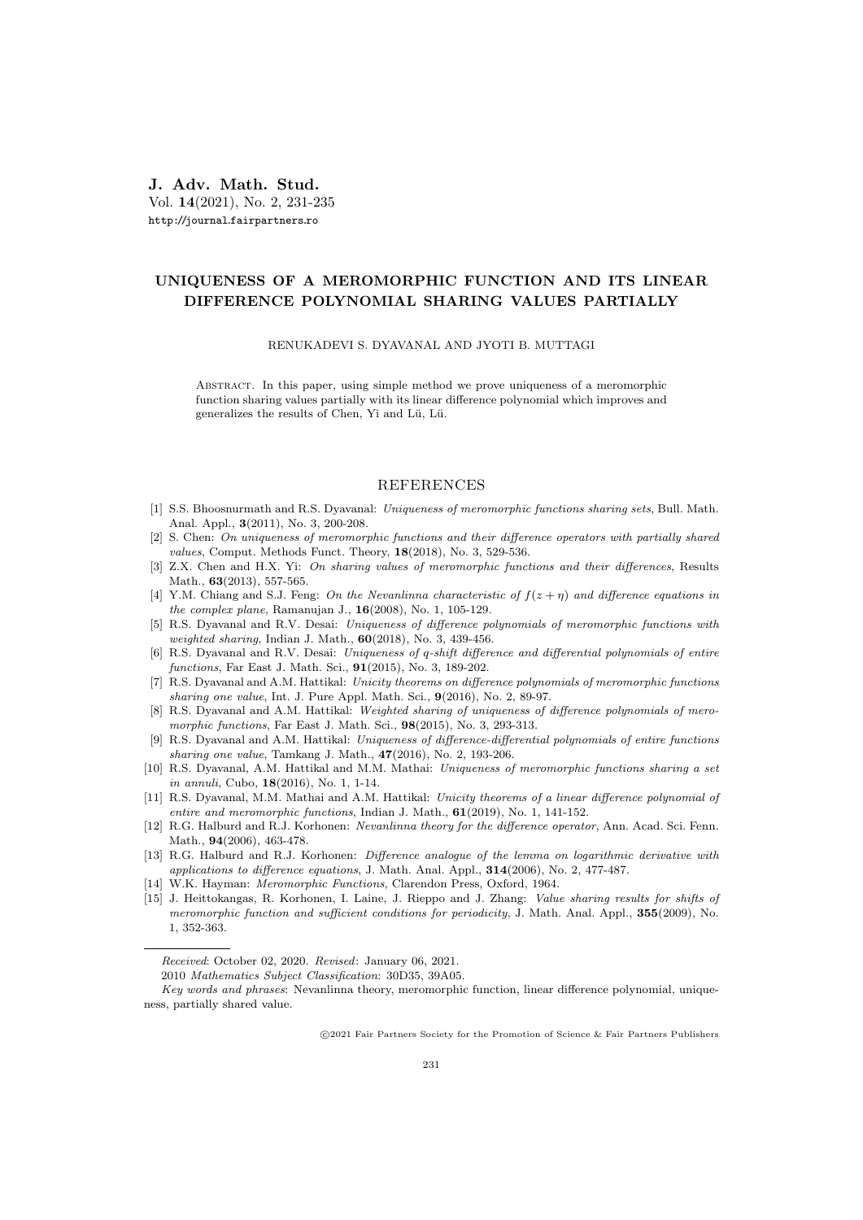**J. Adv. Math. Stud.**
Vol. **14**(2021), No. 2, 231-235
http://journal.fairpartners.ro

# UNIQUENESS OF A MEROMORPHIC FUNCTION AND ITS LINEAR DIFFERENCE POLYNOMIAL SHARING VALUES PARTIALLY

RENUKADEVI S. DYAVANAL AND JYOTI B. MUTTAGI

Abstract. In this paper, using simple method we prove uniqueness of a meromorphic function sharing values partially with its linear difference polynomial which improves and generalizes the results of Chen, Yi and Lü, Lü.

## REFERENCES

[1] S.S. Bhoosnurmath and R.S. Dyavanal: *Uniqueness of meromorphic functions sharing sets*, Bull. Math. Anal. Appl., **3**(2011), No. 3, 200-208.

[2] S. Chen: *On uniqueness of meromorphic functions and their difference operators with partially shared values*, Comput. Methods Funct. Theory, **18**(2018), No. 3, 529-536.

[3] Z.X. Chen and H.X. Yi: *On sharing values of meromorphic functions and their differences*, Results Math., **63**(2013), 557-565.

[4] Y.M. Chiang and S.J. Feng: *On the Nevanlinna characteristic of $f(z+\eta)$ and difference equations in the complex plane*, Ramanujan J., **16**(2008), No. 1, 105-129.

[5] R.S. Dyavanal and R.V. Desai: *Uniqueness of difference polynomials of meromorphic functions with weighted sharing*, Indian J. Math., **60**(2018), No. 3, 439-456.

[6] R.S. Dyavanal and R.V. Desai: *Uniqueness of q-shift difference and differential polynomials of entire functions*, Far East J. Math. Sci., **91**(2015), No. 3, 189-202.

[7] R.S. Dyavanal and A.M. Hattikal: *Unicity theorems on difference polynomials of meromorphic functions sharing one value*, Int. J. Pure Appl. Math. Sci., **9**(2016), No. 2, 89-97.

[8] R.S. Dyavanal and A.M. Hattikal: *Weighted sharing of uniqueness of difference polynomials of meromorphic functions*, Far East J. Math. Sci., **98**(2015), No. 3, 293-313.

[9] R.S. Dyavanal and A.M. Hattikal: *Uniqueness of difference-differential polynomials of entire functions sharing one value*, Tamkang J. Math., **47**(2016), No. 2, 193-206.

[10] R.S. Dyavanal, A.M. Hattikal and M.M. Mathai: *Uniqueness of meromorphic functions sharing a set in annuli*, Cubo, **18**(2016), No. 1, 1-14.

[11] R.S. Dyavanal, M.M. Mathai and A.M. Hattikal: *Unicity theorems of a linear difference polynomial of entire and meromorphic functions*, Indian J. Math., **61**(2019), No. 1, 141-152.

[12] R.G. Halburd and R.J. Korhonen: *Nevanlinna theory for the difference operator*, Ann. Acad. Sci. Fenn. Math., **94**(2006), 463-478.

[13] R.G. Halburd and R.J. Korhonen: *Difference analogue of the lemma on logarithmic derivative with applications to difference equations*, J. Math. Anal. Appl., **314**(2006), No. 2, 477-487.

[14] W.K. Hayman: *Meromorphic Functions*, Clarendon Press, Oxford, 1964.

[15] J. Heittokangas, R. Korhonen, I. Laine, J. Rieppo and J. Zhang: *Value sharing results for shifts of meromorphic function and sufficient conditions for periodicity*, J. Math. Anal. Appl., **355**(2009), No. 1, 352-363.

---

*Received*: October 02, 2020. *Revised*: January 06, 2021.

2010 *Mathematics Subject Classification*: 30D35, 39A05.

*Key words and phrases*: Nevanlinna theory, meromorphic function, linear difference polynomial, uniqueness, partially shared value.

©2021 Fair Partners Society for the Promotion of Science & Fair Partners Publishers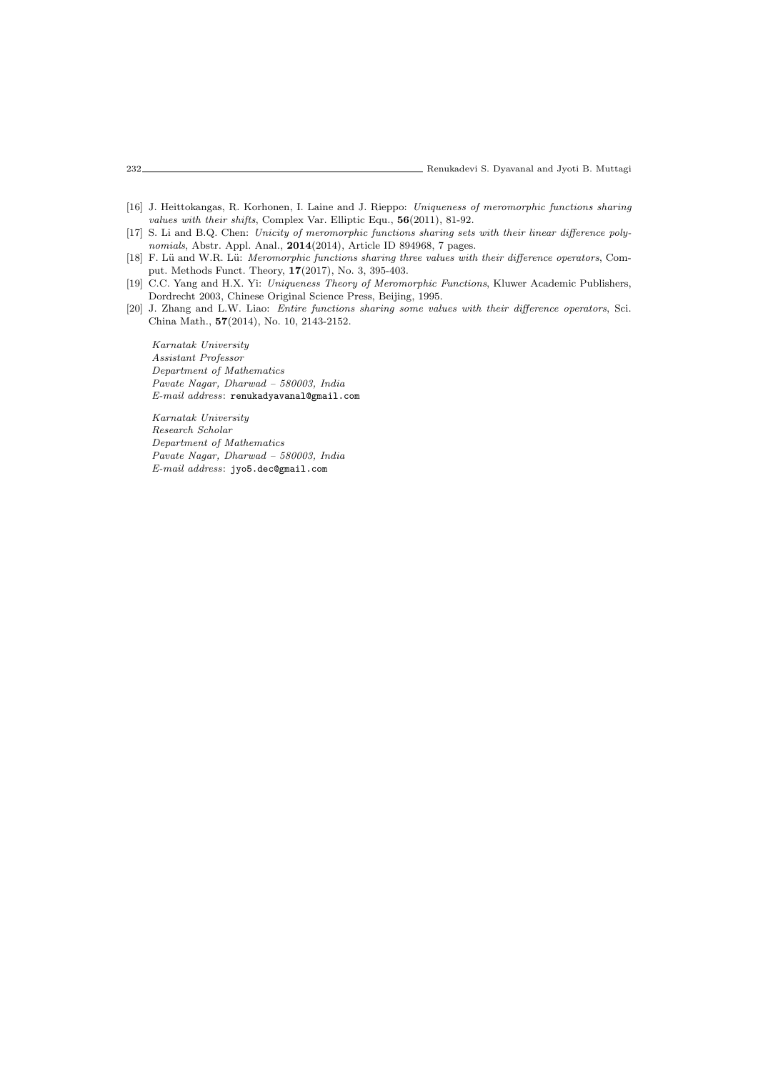[16] J. Heittokangas, R. Korhonen, I. Laine and J. Rieppo: *Uniqueness of meromorphic functions sharing values with their shifts*, Complex Var. Elliptic Equ., **56**(2011), 81-92.

[17] S. Li and B.Q. Chen: *Unicity of meromorphic functions sharing sets with their linear difference polynomials*, Abstr. Appl. Anal., **2014**(2014), Article ID 894968, 7 pages.

[18] F. Lü and W.R. Lü: *Meromorphic functions sharing three values with their difference operators*, Comput. Methods Funct. Theory, **17**(2017), No. 3, 395-403.

[19] C.C. Yang and H.X. Yi: *Uniqueness Theory of Meromorphic Functions*, Kluwer Academic Publishers, Dordrecht 2003, Chinese Original Science Press, Beijing, 1995.

[20] J. Zhang and L.W. Liao: *Entire functions sharing some values with their difference operators*, Sci. China Math., **57**(2014), No. 10, 2143-2152.

*Karnatak University*
*Assistant Professor*
*Department of Mathematics*
*Pavate Nagar, Dharwad – 580003, India*
*E-mail address*: renukadyavanal@gmail.com

*Karnatak University*
*Research Scholar*
*Department of Mathematics*
*Pavate Nagar, Dharwad – 580003, India*
*E-mail address*: jyo5.dec@gmail.com